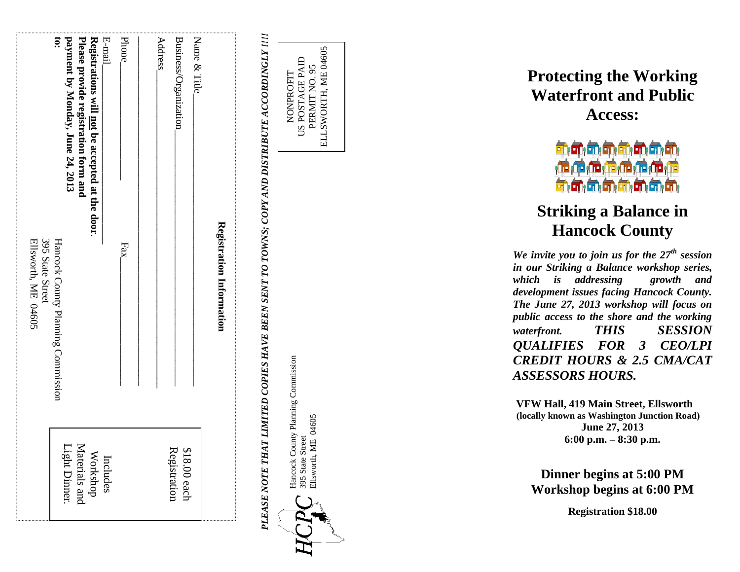## Registration Information

Name & Title\_\_\_\_\_\_\_\_\_\_\_\_\_\_\_\_\_\_\_\_\_\_\_\_\_\_\_\_\_\_

Business/Organization\_\_\_\_\_\_\_\_\_\_\_\_\_\_\_\_\_\_\_\_\_\_\_\_

Address\_\_\_\_\_\_\_\_\_\_\_\_\_\_\_\_\_\_\_\_\_\_\_\_\_\_\_\_\_\_\_\_\_

\_\_\_\_\_\_\_\_\_\_\_\_\_\_\_\_\_\_\_\_\_\_\_\_\_\_\_\_\_\_\_\_\_\_\_\_\_\_\_\_

Phone\_\_\_\_\_\_\_\_\_\_\_\_\_\_ Fax\_\_\_\_\_\_\_\_\_\_\_\_\_\_\_\_\_

E-mail\_\_\_\_\_\_\_\_\_\_\_\_\_\_\_\_\_\_\_\_\_\_\_\_\_\_\_\_\_\_\_\_\_\_

**Registrations will not be accepted at the door.**

**Please provide registration form and payment by Monday, June 24, 2013 to:**

Hancock County Planning Commission
395 State Street
Ellsworth, ME 04605

$18.00 each Registration

Includes Workshop Materials and Light Dinner.

***PLEASE NOTE THAT LIMITED COPIES HAVE BEEN SENT TO TOWNS; COPY AND DISTRIBUTE ACCORDINGLY !!!!***

NONPROFIT
US POSTAGE PAID
PERMIT NO. 95
ELLSWORTH, ME 04605

Hancock County Planning Commission
395 State Street
Ellsworth, ME 04605

HCPC

# Protecting the Working Waterfront and Public Access:

# Striking a Balance in Hancock County

***We invite you to join us for the 27th session in our Striking a Balance workshop series, which is addressing growth and development issues facing Hancock County. The June 27, 2013 workshop will focus on public access to the shore and the working waterfront. THIS SESSION QUALIFIES FOR 3 CEO/LPI CREDIT HOURS & 2.5 CMA/CAT ASSESSORS HOURS.***

**VFW Hall, 419 Main Street, Ellsworth**
**(locally known as Washington Junction Road)**
**June 27, 2013**
**6:00 p.m. – 8:30 p.m.**

**Dinner begins at 5:00 PM**
**Workshop begins at 6:00 PM**

**Registration $18.00**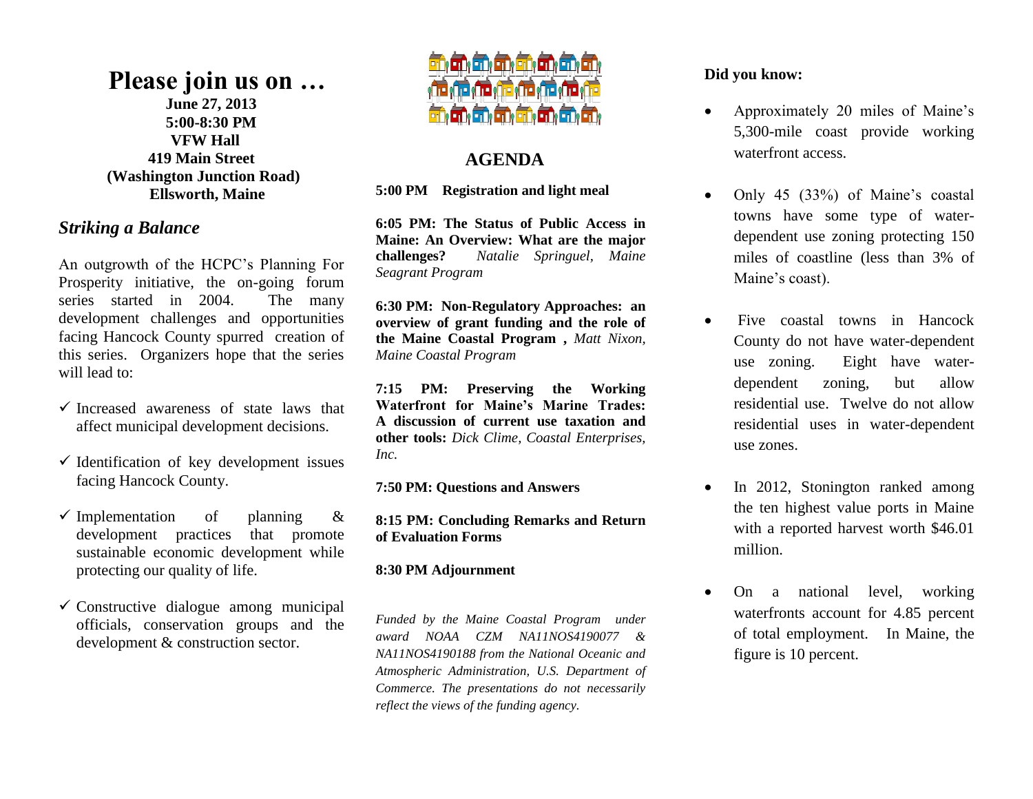# Please join us on …

**June 27, 2013**
**5:00-8:30 PM**
**VFW Hall**
**419 Main Street**
**(Washington Junction Road)**
**Ellsworth, Maine**

## *Striking a Balance*

An outgrowth of the HCPC's Planning For Prosperity initiative, the on-going forum series started in 2004. The many development challenges and opportunities facing Hancock County spurred creation of this series. Organizers hope that the series will lead to:

- ✓ Increased awareness of state laws that affect municipal development decisions.
- ✓ Identification of key development issues facing Hancock County.
- ✓ Implementation of planning & development practices that promote sustainable economic development while protecting our quality of life.
- ✓ Constructive dialogue among municipal officials, conservation groups and the development & construction sector.

## AGENDA

**5:00 PM Registration and light meal**

**6:05 PM: The Status of Public Access in Maine: An Overview: What are the major challenges?** *Natalie Springuel, Maine Seagrant Program*

**6:30 PM: Non-Regulatory Approaches: an overview of grant funding and the role of the Maine Coastal Program ,** *Matt Nixon, Maine Coastal Program*

**7:15 PM: Preserving the Working Waterfront for Maine's Marine Trades: A discussion of current use taxation and other tools:** *Dick Clime, Coastal Enterprises, Inc.*

**7:50 PM: Questions and Answers**

**8:15 PM: Concluding Remarks and Return of Evaluation Forms**

**8:30 PM Adjournment**

*Funded by the Maine Coastal Program under award NOAA CZM NA11NOS4190077 & NA11NOS4190188 from the National Oceanic and Atmospheric Administration, U.S. Department of Commerce. The presentations do not necessarily reflect the views of the funding agency.*

**Did you know:**

- Approximately 20 miles of Maine's 5,300-mile coast provide working waterfront access.
- Only 45 (33%) of Maine's coastal towns have some type of water-dependent use zoning protecting 150 miles of coastline (less than 3% of Maine's coast).
- Five coastal towns in Hancock County do not have water-dependent use zoning. Eight have water-dependent zoning, but allow residential use. Twelve do not allow residential uses in water-dependent use zones.
- In 2012, Stonington ranked among the ten highest value ports in Maine with a reported harvest worth $46.01 million.
- On a national level, working waterfronts account for 4.85 percent of total employment. In Maine, the figure is 10 percent.